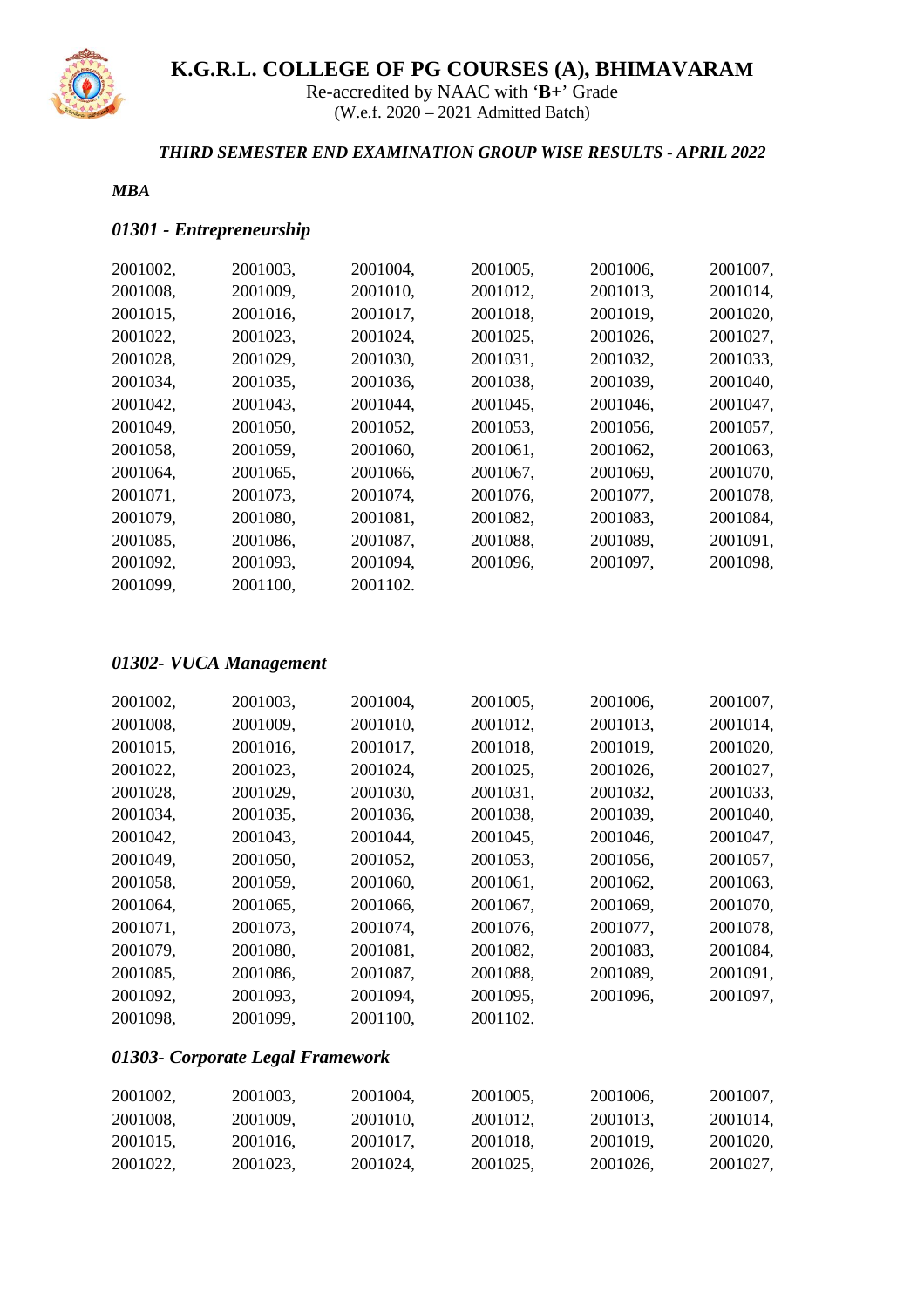# K.G.R.L. COLLEGE OF PG COURSES (A), BHIMAVARAM

Re-accredited by NAAC with '**B+**' Grade
(W.e.f. 2020 – 2021 Admitted Batch)

***THIRD SEMESTER END EXAMINATION GROUP WISE RESULTS - APRIL 2022***

***MBA***

## *01301 - Entrepreneurship*

2001002, 2001003, 2001004, 2001005, 2001006, 2001007,
2001008, 2001009, 2001010, 2001012, 2001013, 2001014,
2001015, 2001016, 2001017, 2001018, 2001019, 2001020,
2001022, 2001023, 2001024, 2001025, 2001026, 2001027,
2001028, 2001029, 2001030, 2001031, 2001032, 2001033,
2001034, 2001035, 2001036, 2001038, 2001039, 2001040,
2001042, 2001043, 2001044, 2001045, 2001046, 2001047,
2001049, 2001050, 2001052, 2001053, 2001056, 2001057,
2001058, 2001059, 2001060, 2001061, 2001062, 2001063,
2001064, 2001065, 2001066, 2001067, 2001069, 2001070,
2001071, 2001073, 2001074, 2001076, 2001077, 2001078,
2001079, 2001080, 2001081, 2001082, 2001083, 2001084,
2001085, 2001086, 2001087, 2001088, 2001089, 2001091,
2001092, 2001093, 2001094, 2001096, 2001097, 2001098,
2001099, 2001100, 2001102.

## *01302- VUCA Management*

2001002, 2001003, 2001004, 2001005, 2001006, 2001007,
2001008, 2001009, 2001010, 2001012, 2001013, 2001014,
2001015, 2001016, 2001017, 2001018, 2001019, 2001020,
2001022, 2001023, 2001024, 2001025, 2001026, 2001027,
2001028, 2001029, 2001030, 2001031, 2001032, 2001033,
2001034, 2001035, 2001036, 2001038, 2001039, 2001040,
2001042, 2001043, 2001044, 2001045, 2001046, 2001047,
2001049, 2001050, 2001052, 2001053, 2001056, 2001057,
2001058, 2001059, 2001060, 2001061, 2001062, 2001063,
2001064, 2001065, 2001066, 2001067, 2001069, 2001070,
2001071, 2001073, 2001074, 2001076, 2001077, 2001078,
2001079, 2001080, 2001081, 2001082, 2001083, 2001084,
2001085, 2001086, 2001087, 2001088, 2001089, 2001091,
2001092, 2001093, 2001094, 2001095, 2001096, 2001097,
2001098, 2001099, 2001100, 2001102.

## *01303- Corporate Legal Framework*

2001002, 2001003, 2001004, 2001005, 2001006, 2001007,
2001008, 2001009, 2001010, 2001012, 2001013, 2001014,
2001015, 2001016, 2001017, 2001018, 2001019, 2001020,
2001022, 2001023, 2001024, 2001025, 2001026, 2001027,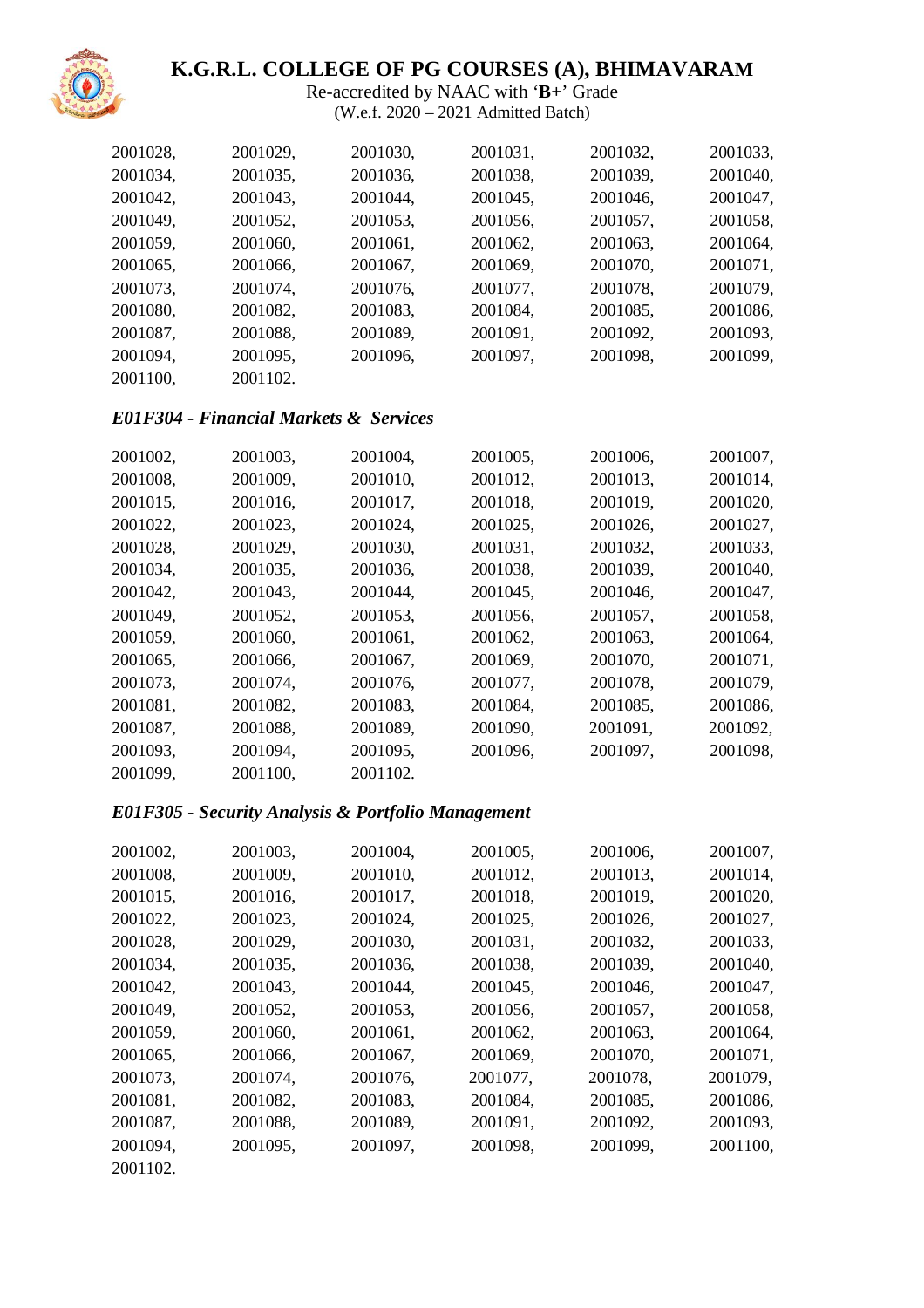# K.G.R.L. COLLEGE OF PG COURSES (A), BHIMAVARAM

Re-accredited by NAAC with '**B+**' Grade

(W.e.f. 2020 – 2021 Admitted Batch)

2001028, 2001029, 2001030, 2001031, 2001032, 2001033,
2001034, 2001035, 2001036, 2001038, 2001039, 2001040,
2001042, 2001043, 2001044, 2001045, 2001046, 2001047,
2001049, 2001052, 2001053, 2001056, 2001057, 2001058,
2001059, 2001060, 2001061, 2001062, 2001063, 2001064,
2001065, 2001066, 2001067, 2001069, 2001070, 2001071,
2001073, 2001074, 2001076, 2001077, 2001078, 2001079,
2001080, 2001082, 2001083, 2001084, 2001085, 2001086,
2001087, 2001088, 2001089, 2001091, 2001092, 2001093,
2001094, 2001095, 2001096, 2001097, 2001098, 2001099,
2001100, 2001102.

### *E01F304 - Financial Markets & Services*

2001002, 2001003, 2001004, 2001005, 2001006, 2001007,
2001008, 2001009, 2001010, 2001012, 2001013, 2001014,
2001015, 2001016, 2001017, 2001018, 2001019, 2001020,
2001022, 2001023, 2001024, 2001025, 2001026, 2001027,
2001028, 2001029, 2001030, 2001031, 2001032, 2001033,
2001034, 2001035, 2001036, 2001038, 2001039, 2001040,
2001042, 2001043, 2001044, 2001045, 2001046, 2001047,
2001049, 2001052, 2001053, 2001056, 2001057, 2001058,
2001059, 2001060, 2001061, 2001062, 2001063, 2001064,
2001065, 2001066, 2001067, 2001069, 2001070, 2001071,
2001073, 2001074, 2001076, 2001077, 2001078, 2001079,
2001081, 2001082, 2001083, 2001084, 2001085, 2001086,
2001087, 2001088, 2001089, 2001090, 2001091, 2001092,
2001093, 2001094, 2001095, 2001096, 2001097, 2001098,
2001099, 2001100, 2001102.

### *E01F305 - Security Analysis & Portfolio Management*

2001002, 2001003, 2001004, 2001005, 2001006, 2001007,
2001008, 2001009, 2001010, 2001012, 2001013, 2001014,
2001015, 2001016, 2001017, 2001018, 2001019, 2001020,
2001022, 2001023, 2001024, 2001025, 2001026, 2001027,
2001028, 2001029, 2001030, 2001031, 2001032, 2001033,
2001034, 2001035, 2001036, 2001038, 2001039, 2001040,
2001042, 2001043, 2001044, 2001045, 2001046, 2001047,
2001049, 2001052, 2001053, 2001056, 2001057, 2001058,
2001059, 2001060, 2001061, 2001062, 2001063, 2001064,
2001065, 2001066, 2001067, 2001069, 2001070, 2001071,
2001073, 2001074, 2001076, 2001077, 2001078, 2001079,
2001081, 2001082, 2001083, 2001084, 2001085, 2001086,
2001087, 2001088, 2001089, 2001091, 2001092, 2001093,
2001094, 2001095, 2001097, 2001098, 2001099, 2001100,
2001102.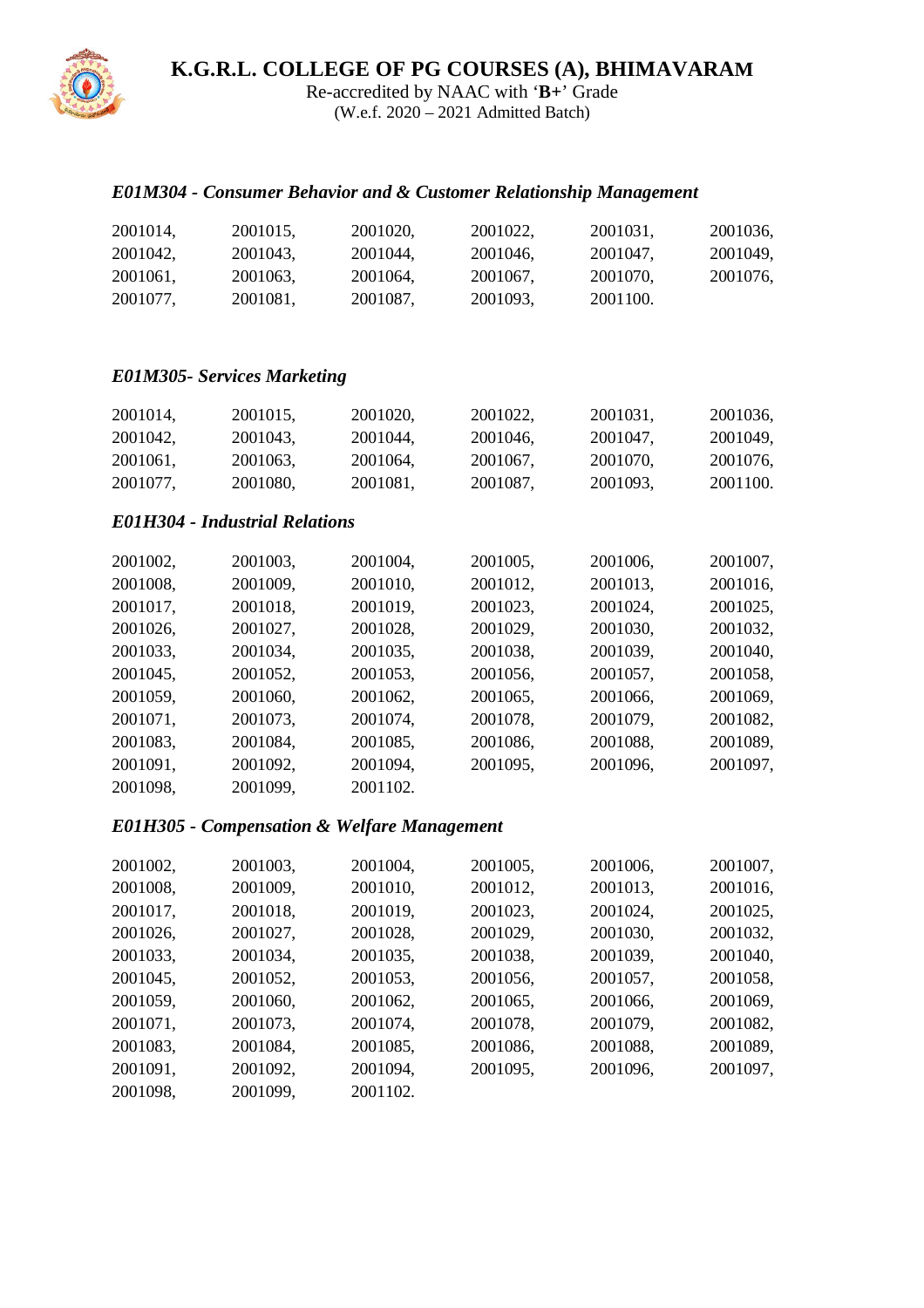# K.G.R.L. COLLEGE OF PG COURSES (A), BHIMAVARAM

Re-accredited by NAAC with '**B+**' Grade
(W.e.f. 2020 – 2021 Admitted Batch)

### *E01M304 - Consumer Behavior and & Customer Relationship Management*

2001014, 2001015, 2001020, 2001022, 2001031, 2001036,
2001042, 2001043, 2001044, 2001046, 2001047, 2001049,
2001061, 2001063, 2001064, 2001067, 2001070, 2001076,
2001077, 2001081, 2001087, 2001093, 2001100.

### *E01M305- Services Marketing*

2001014, 2001015, 2001020, 2001022, 2001031, 2001036,
2001042, 2001043, 2001044, 2001046, 2001047, 2001049,
2001061, 2001063, 2001064, 2001067, 2001070, 2001076,
2001077, 2001080, 2001081, 2001087, 2001093, 2001100.

### *E01H304 - Industrial Relations*

2001002, 2001003, 2001004, 2001005, 2001006, 2001007,
2001008, 2001009, 2001010, 2001012, 2001013, 2001016,
2001017, 2001018, 2001019, 2001023, 2001024, 2001025,
2001026, 2001027, 2001028, 2001029, 2001030, 2001032,
2001033, 2001034, 2001035, 2001038, 2001039, 2001040,
2001045, 2001052, 2001053, 2001056, 2001057, 2001058,
2001059, 2001060, 2001062, 2001065, 2001066, 2001069,
2001071, 2001073, 2001074, 2001078, 2001079, 2001082,
2001083, 2001084, 2001085, 2001086, 2001088, 2001089,
2001091, 2001092, 2001094, 2001095, 2001096, 2001097,
2001098, 2001099, 2001102.

### *E01H305 - Compensation & Welfare Management*

2001002, 2001003, 2001004, 2001005, 2001006, 2001007,
2001008, 2001009, 2001010, 2001012, 2001013, 2001016,
2001017, 2001018, 2001019, 2001023, 2001024, 2001025,
2001026, 2001027, 2001028, 2001029, 2001030, 2001032,
2001033, 2001034, 2001035, 2001038, 2001039, 2001040,
2001045, 2001052, 2001053, 2001056, 2001057, 2001058,
2001059, 2001060, 2001062, 2001065, 2001066, 2001069,
2001071, 2001073, 2001074, 2001078, 2001079, 2001082,
2001083, 2001084, 2001085, 2001086, 2001088, 2001089,
2001091, 2001092, 2001094, 2001095, 2001096, 2001097,
2001098, 2001099, 2001102.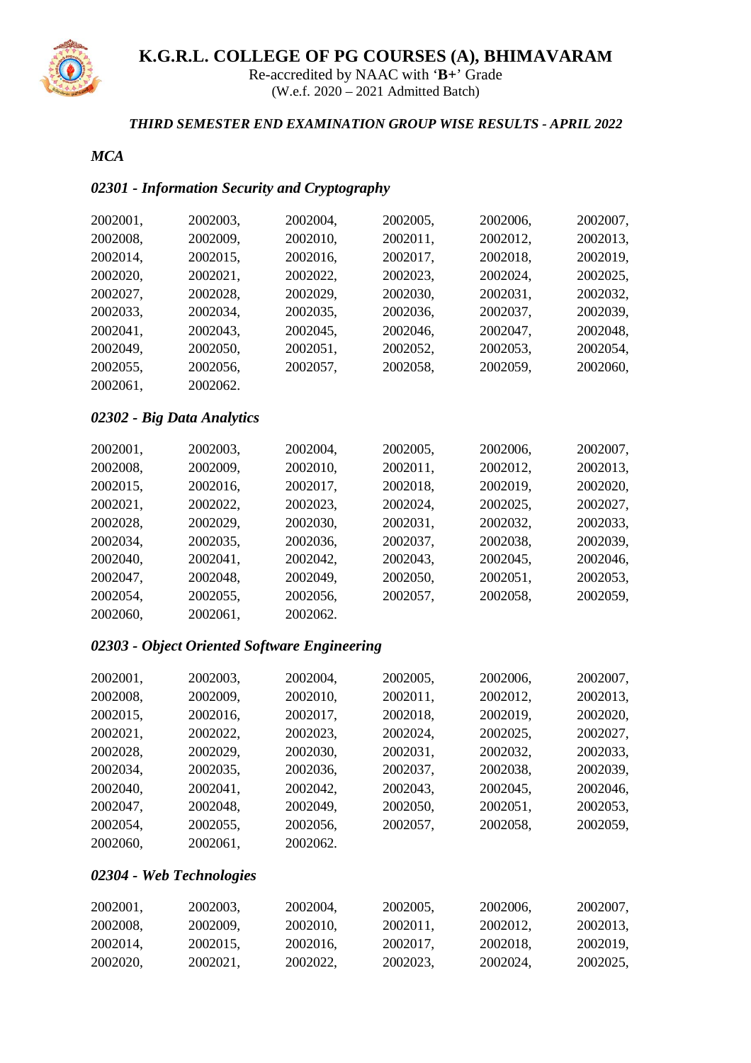# K.G.R.L. COLLEGE OF PG COURSES (A), BHIMAVARAM

Re-accredited by NAAC with '**B+**' Grade
(W.e.f. 2020 – 2021 Admitted Batch)

***THIRD SEMESTER END EXAMINATION GROUP WISE RESULTS - APRIL 2022***

***MCA***

### *02301 - Information Security and Cryptography*

2002001, 2002003, 2002004, 2002005, 2002006, 2002007,
2002008, 2002009, 2002010, 2002011, 2002012, 2002013,
2002014, 2002015, 2002016, 2002017, 2002018, 2002019,
2002020, 2002021, 2002022, 2002023, 2002024, 2002025,
2002027, 2002028, 2002029, 2002030, 2002031, 2002032,
2002033, 2002034, 2002035, 2002036, 2002037, 2002039,
2002041, 2002043, 2002045, 2002046, 2002047, 2002048,
2002049, 2002050, 2002051, 2002052, 2002053, 2002054,
2002055, 2002056, 2002057, 2002058, 2002059, 2002060,
2002061, 2002062.

### *02302 - Big Data Analytics*

2002001, 2002003, 2002004, 2002005, 2002006, 2002007,
2002008, 2002009, 2002010, 2002011, 2002012, 2002013,
2002015, 2002016, 2002017, 2002018, 2002019, 2002020,
2002021, 2002022, 2002023, 2002024, 2002025, 2002027,
2002028, 2002029, 2002030, 2002031, 2002032, 2002033,
2002034, 2002035, 2002036, 2002037, 2002038, 2002039,
2002040, 2002041, 2002042, 2002043, 2002045, 2002046,
2002047, 2002048, 2002049, 2002050, 2002051, 2002053,
2002054, 2002055, 2002056, 2002057, 2002058, 2002059,
2002060, 2002061, 2002062.

### *02303 - Object Oriented Software Engineering*

2002001, 2002003, 2002004, 2002005, 2002006, 2002007,
2002008, 2002009, 2002010, 2002011, 2002012, 2002013,
2002015, 2002016, 2002017, 2002018, 2002019, 2002020,
2002021, 2002022, 2002023, 2002024, 2002025, 2002027,
2002028, 2002029, 2002030, 2002031, 2002032, 2002033,
2002034, 2002035, 2002036, 2002037, 2002038, 2002039,
2002040, 2002041, 2002042, 2002043, 2002045, 2002046,
2002047, 2002048, 2002049, 2002050, 2002051, 2002053,
2002054, 2002055, 2002056, 2002057, 2002058, 2002059,
2002060, 2002061, 2002062.

### *02304 - Web Technologies*

2002001, 2002003, 2002004, 2002005, 2002006, 2002007,
2002008, 2002009, 2002010, 2002011, 2002012, 2002013,
2002014, 2002015, 2002016, 2002017, 2002018, 2002019,
2002020, 2002021, 2002022, 2002023, 2002024, 2002025,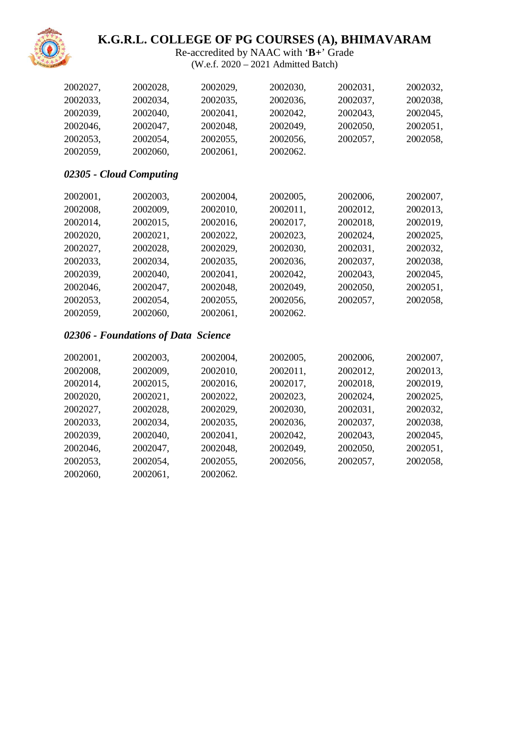2002027, 2002028, 2002029, 2002030, 2002031, 2002032,
2002033, 2002034, 2002035, 2002036, 2002037, 2002038,
2002039, 2002040, 2002041, 2002042, 2002043, 2002045,
2002046, 2002047, 2002048, 2002049, 2002050, 2002051,
2002053, 2002054, 2002055, 2002056, 2002057, 2002058,
2002059, 2002060, 2002061, 2002062.

### *02305 - Cloud Computing*

2002001, 2002003, 2002004, 2002005, 2002006, 2002007,
2002008, 2002009, 2002010, 2002011, 2002012, 2002013,
2002014, 2002015, 2002016, 2002017, 2002018, 2002019,
2002020, 2002021, 2002022, 2002023, 2002024, 2002025,
2002027, 2002028, 2002029, 2002030, 2002031, 2002032,
2002033, 2002034, 2002035, 2002036, 2002037, 2002038,
2002039, 2002040, 2002041, 2002042, 2002043, 2002045,
2002046, 2002047, 2002048, 2002049, 2002050, 2002051,
2002053, 2002054, 2002055, 2002056, 2002057, 2002058,
2002059, 2002060, 2002061, 2002062.

### *02306 - Foundations of Data Science*

2002001, 2002003, 2002004, 2002005, 2002006, 2002007,
2002008, 2002009, 2002010, 2002011, 2002012, 2002013,
2002014, 2002015, 2002016, 2002017, 2002018, 2002019,
2002020, 2002021, 2002022, 2002023, 2002024, 2002025,
2002027, 2002028, 2002029, 2002030, 2002031, 2002032,
2002033, 2002034, 2002035, 2002036, 2002037, 2002038,
2002039, 2002040, 2002041, 2002042, 2002043, 2002045,
2002046, 2002047, 2002048, 2002049, 2002050, 2002051,
2002053, 2002054, 2002055, 2002056, 2002057, 2002058,
2002060, 2002061, 2002062.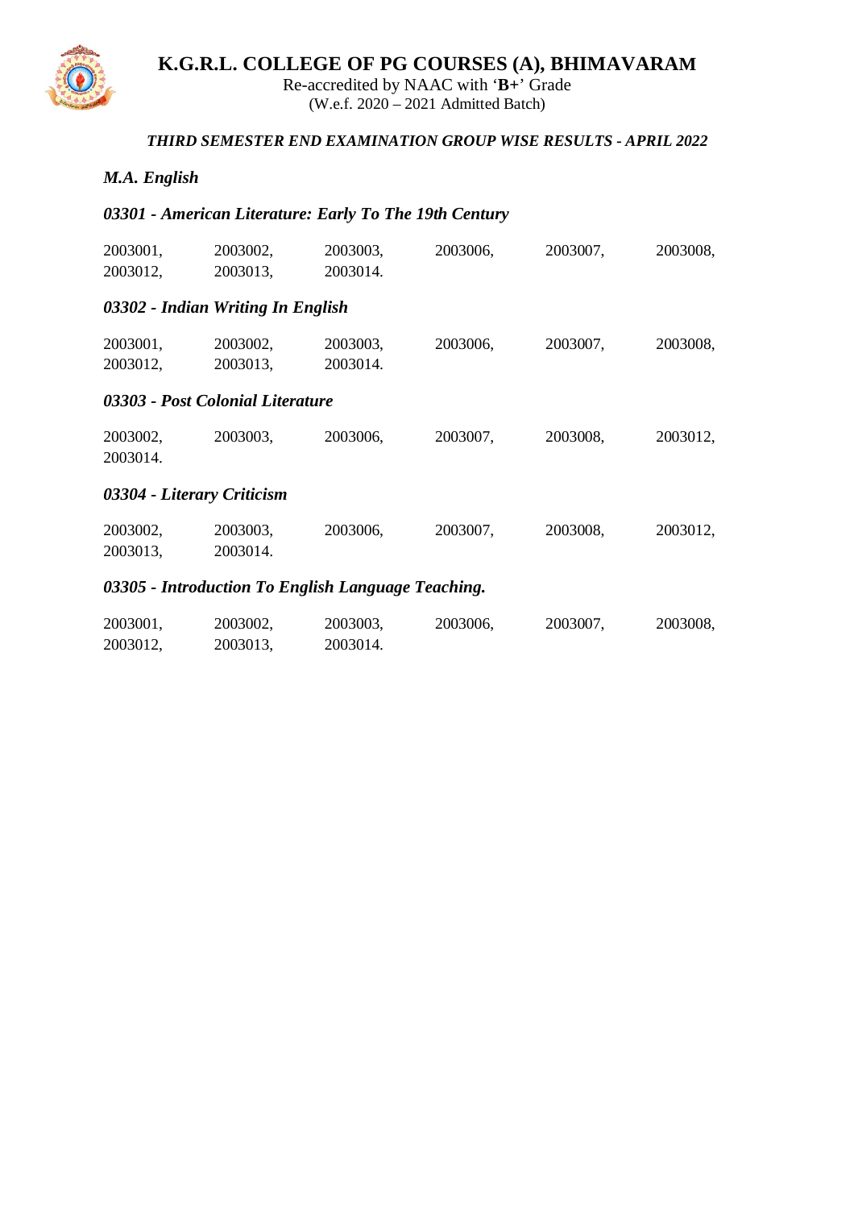# K.G.R.L. COLLEGE OF PG COURSES (A), BHIMAVARAM

Re-accredited by NAAC with '**B+**' Grade
(W.e.f. 2020 – 2021 Admitted Batch)

***THIRD SEMESTER END EXAMINATION GROUP WISE RESULTS - APRIL 2022***

## *M.A. English*

### *03301 - American Literature: Early To The 19th Century*

2003001, 2003002, 2003003, 2003006, 2003007, 2003008,
2003012, 2003013, 2003014.

### *03302 - Indian Writing In English*

2003001, 2003002, 2003003, 2003006, 2003007, 2003008,
2003012, 2003013, 2003014.

### *03303 - Post Colonial Literature*

2003002, 2003003, 2003006, 2003007, 2003008, 2003012,
2003014.

### *03304 - Literary Criticism*

2003002, 2003003, 2003006, 2003007, 2003008, 2003012,
2003013, 2003014.

### *03305 - Introduction To English Language Teaching.*

2003001, 2003002, 2003003, 2003006, 2003007, 2003008,
2003012, 2003013, 2003014.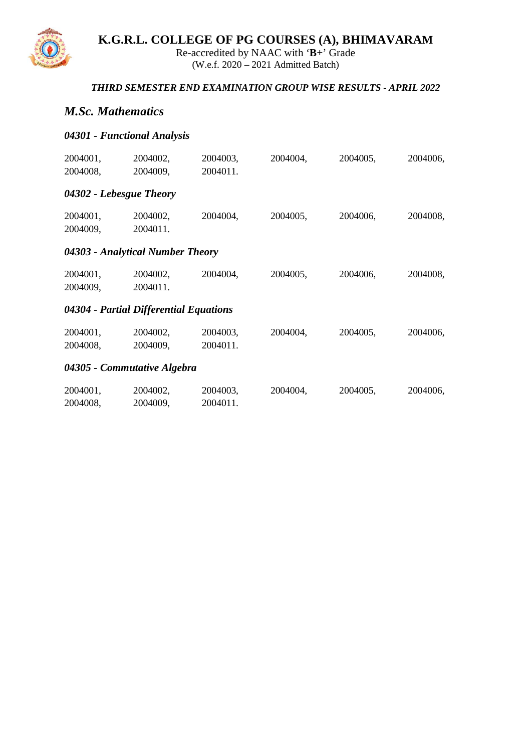# K.G.R.L. COLLEGE OF PG COURSES (A), BHIMAVARAM

Re-accredited by NAAC with '**B+**' Grade
(W.e.f. 2020 – 2021 Admitted Batch)

***THIRD SEMESTER END EXAMINATION GROUP WISE RESULTS - APRIL 2022***

## *M.Sc. Mathematics*

### *04301 - Functional Analysis*

2004001, 2004002, 2004003, 2004004, 2004005, 2004006,
2004008, 2004009, 2004011.

### *04302 - Lebesgue Theory*

2004001, 2004002, 2004004, 2004005, 2004006, 2004008,
2004009, 2004011.

### *04303 - Analytical Number Theory*

2004001, 2004002, 2004004, 2004005, 2004006, 2004008,
2004009, 2004011.

### *04304 - Partial Differential Equations*

2004001, 2004002, 2004003, 2004004, 2004005, 2004006,
2004008, 2004009, 2004011.

### *04305 - Commutative Algebra*

2004001, 2004002, 2004003, 2004004, 2004005, 2004006,
2004008, 2004009, 2004011.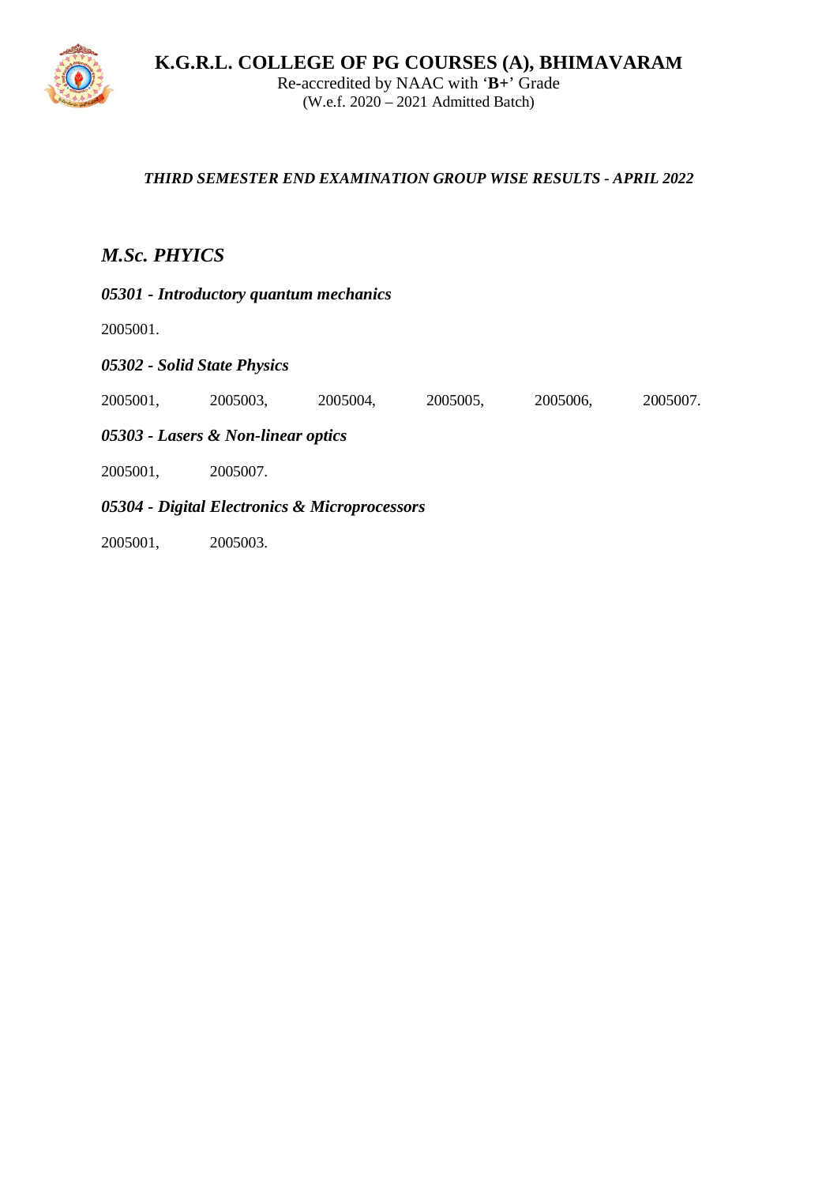# K.G.R.L. COLLEGE OF PG COURSES (A), BHIMAVARAM

Re-accredited by NAAC with '**B+**' Grade
(W.e.f. 2020 – 2021 Admitted Batch)

***THIRD SEMESTER END EXAMINATION GROUP WISE RESULTS - APRIL 2022***

## *M.Sc. PHYICS*

### *05301 - Introductory quantum mechanics*

2005001.

### *05302 - Solid State Physics*

2005001, 2005003, 2005004, 2005005, 2005006, 2005007.

### *05303 - Lasers & Non-linear optics*

2005001, 2005007.

### *05304 - Digital Electronics & Microprocessors*

2005001, 2005003.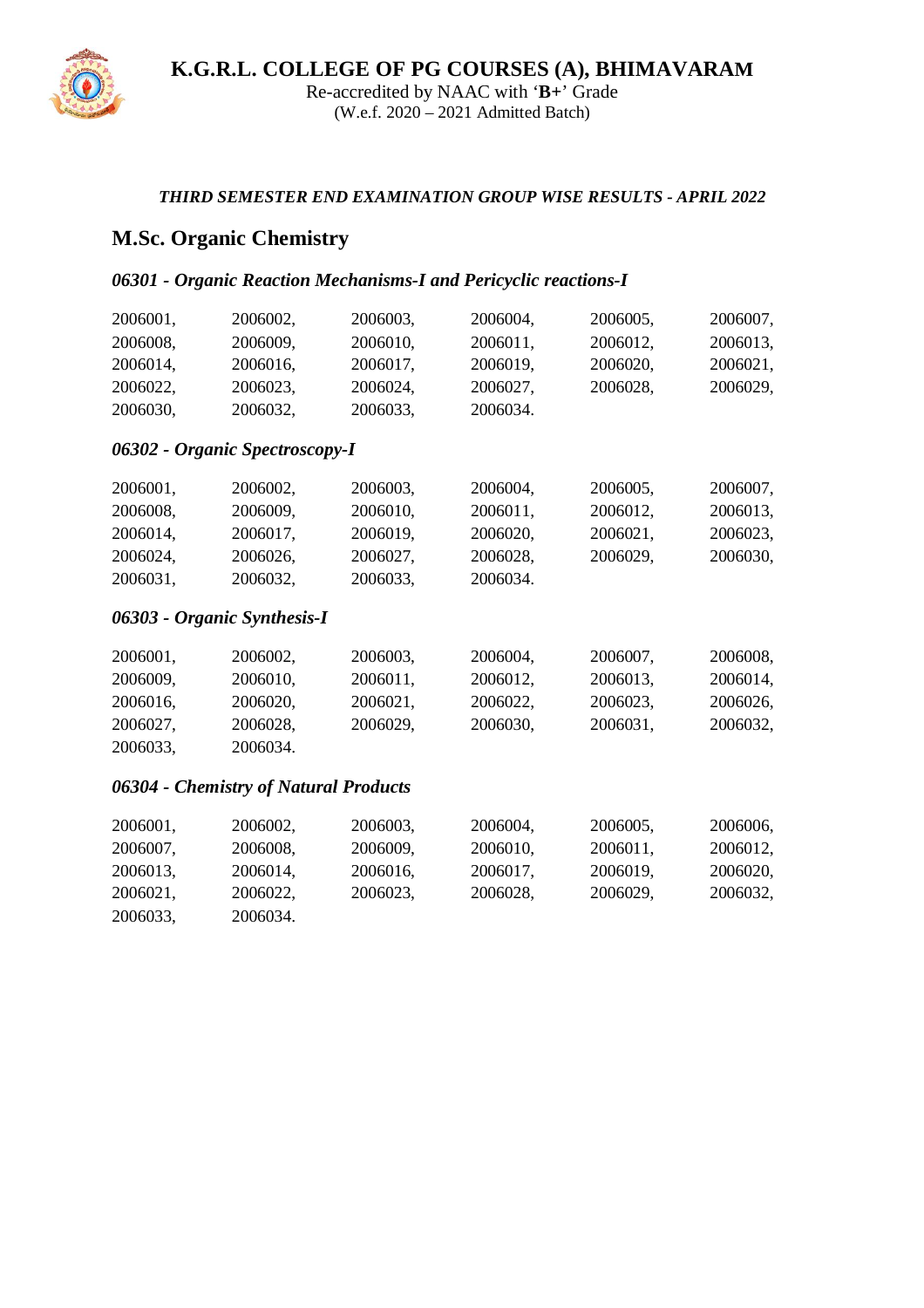# K.G.R.L. COLLEGE OF PG COURSES (A), BHIMAVARAM

Re-accredited by NAAC with '**B+**' Grade
(W.e.f. 2020 – 2021 Admitted Batch)

***THIRD SEMESTER END EXAMINATION GROUP WISE RESULTS - APRIL 2022***

## M.Sc. Organic Chemistry

### *06301 - Organic Reaction Mechanisms-I and Pericyclic reactions-I*

2006001, 2006002, 2006003, 2006004, 2006005, 2006007,
2006008, 2006009, 2006010, 2006011, 2006012, 2006013,
2006014, 2006016, 2006017, 2006019, 2006020, 2006021,
2006022, 2006023, 2006024, 2006027, 2006028, 2006029,
2006030, 2006032, 2006033, 2006034.

### *06302 - Organic Spectroscopy-I*

2006001, 2006002, 2006003, 2006004, 2006005, 2006007,
2006008, 2006009, 2006010, 2006011, 2006012, 2006013,
2006014, 2006017, 2006019, 2006020, 2006021, 2006023,
2006024, 2006026, 2006027, 2006028, 2006029, 2006030,
2006031, 2006032, 2006033, 2006034.

### *06303 - Organic Synthesis-I*

2006001, 2006002, 2006003, 2006004, 2006007, 2006008,
2006009, 2006010, 2006011, 2006012, 2006013, 2006014,
2006016, 2006020, 2006021, 2006022, 2006023, 2006026,
2006027, 2006028, 2006029, 2006030, 2006031, 2006032,
2006033, 2006034.

### *06304 - Chemistry of Natural Products*

2006001, 2006002, 2006003, 2006004, 2006005, 2006006,
2006007, 2006008, 2006009, 2006010, 2006011, 2006012,
2006013, 2006014, 2006016, 2006017, 2006019, 2006020,
2006021, 2006022, 2006023, 2006028, 2006029, 2006032,
2006033, 2006034.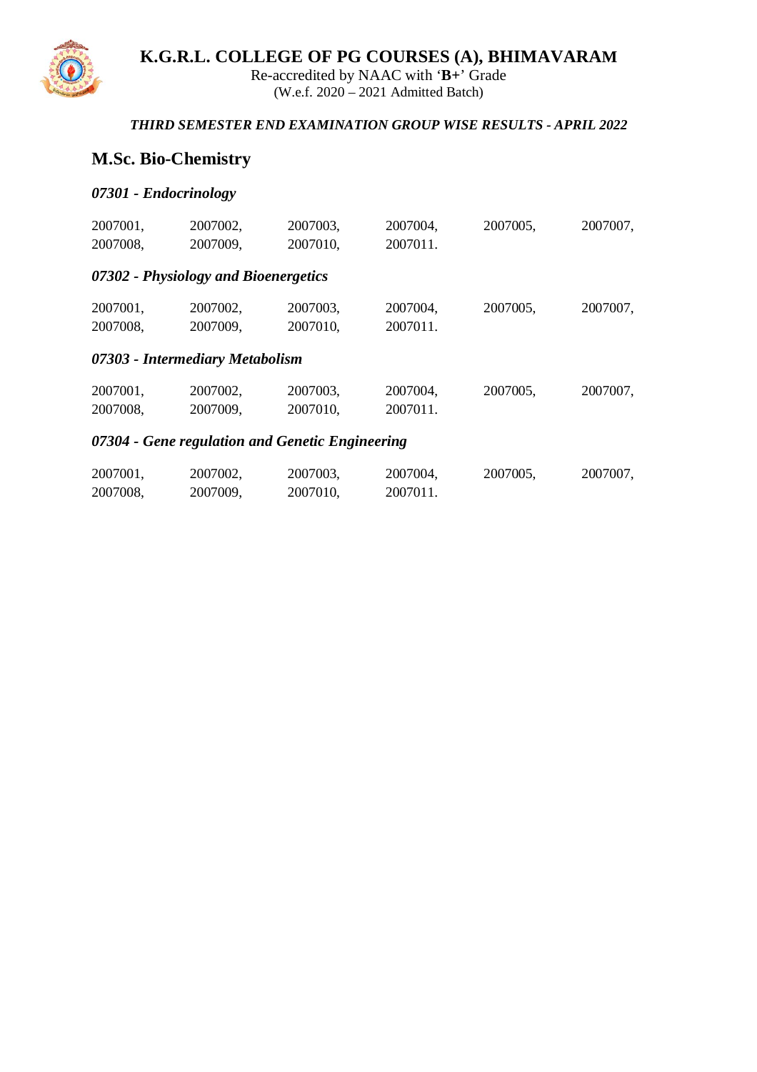# K.G.R.L. COLLEGE OF PG COURSES (A), BHIMAVARAM

Re-accredited by NAAC with '**B+**' Grade
(W.e.f. 2020 – 2021 Admitted Batch)

*THIRD SEMESTER END EXAMINATION GROUP WISE RESULTS - APRIL 2022*

## M.Sc. Bio-Chemistry

### *07301 - Endocrinology*

2007001, 2007002, 2007003, 2007004, 2007005, 2007007,
2007008, 2007009, 2007010, 2007011.

### *07302 - Physiology and Bioenergetics*

2007001, 2007002, 2007003, 2007004, 2007005, 2007007,
2007008, 2007009, 2007010, 2007011.

### *07303 - Intermediary Metabolism*

2007001, 2007002, 2007003, 2007004, 2007005, 2007007,
2007008, 2007009, 2007010, 2007011.

### *07304 - Gene regulation and Genetic Engineering*

2007001, 2007002, 2007003, 2007004, 2007005, 2007007,
2007008, 2007009, 2007010, 2007011.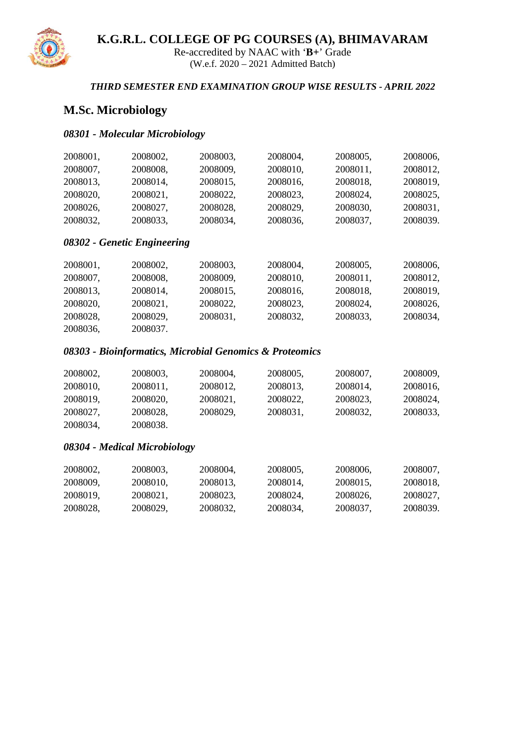# K.G.R.L. COLLEGE OF PG COURSES (A), BHIMAVARAM

Re-accredited by NAAC with '**B+**' Grade
(W.e.f. 2020 – 2021 Admitted Batch)

***THIRD SEMESTER END EXAMINATION GROUP WISE RESULTS - APRIL 2022***

## M.Sc. Microbiology

### *08301 - Molecular Microbiology*

2008001, 2008002, 2008003, 2008004, 2008005, 2008006,
2008007, 2008008, 2008009, 2008010, 2008011, 2008012,
2008013, 2008014, 2008015, 2008016, 2008018, 2008019,
2008020, 2008021, 2008022, 2008023, 2008024, 2008025,
2008026, 2008027, 2008028, 2008029, 2008030, 2008031,
2008032, 2008033, 2008034, 2008036, 2008037, 2008039.

### *08302 - Genetic Engineering*

2008001, 2008002, 2008003, 2008004, 2008005, 2008006,
2008007, 2008008, 2008009, 2008010, 2008011, 2008012,
2008013, 2008014, 2008015, 2008016, 2008018, 2008019,
2008020, 2008021, 2008022, 2008023, 2008024, 2008026,
2008028, 2008029, 2008031, 2008032, 2008033, 2008034,
2008036, 2008037.

### *08303 - Bioinformatics, Microbial Genomics & Proteomics*

2008002, 2008003, 2008004, 2008005, 2008007, 2008009,
2008010, 2008011, 2008012, 2008013, 2008014, 2008016,
2008019, 2008020, 2008021, 2008022, 2008023, 2008024,
2008027, 2008028, 2008029, 2008031, 2008032, 2008033,
2008034, 2008038.

### *08304 - Medical Microbiology*

2008002, 2008003, 2008004, 2008005, 2008006, 2008007,
2008009, 2008010, 2008013, 2008014, 2008015, 2008018,
2008019, 2008021, 2008023, 2008024, 2008026, 2008027,
2008028, 2008029, 2008032, 2008034, 2008037, 2008039.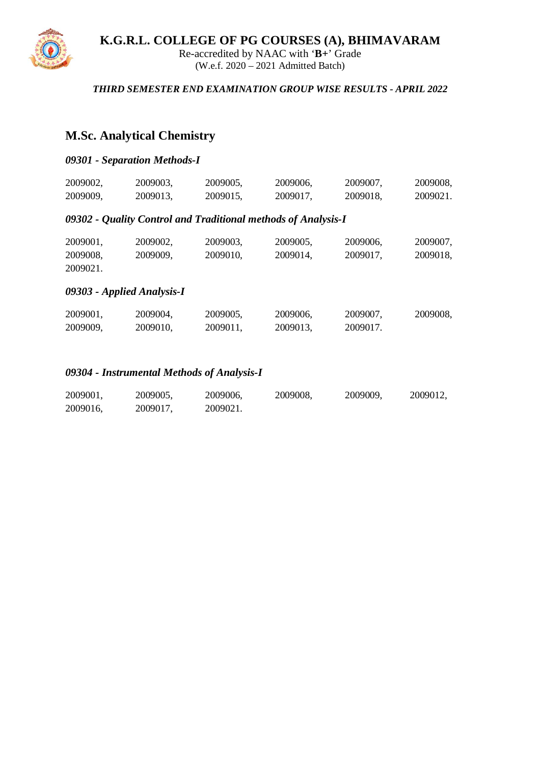# K.G.R.L. COLLEGE OF PG COURSES (A), BHIMAVARAM

Re-accredited by NAAC with '**B+**' Grade
(W.e.f. 2020 – 2021 Admitted Batch)

***THIRD SEMESTER END EXAMINATION GROUP WISE RESULTS - APRIL 2022***

## M.Sc. Analytical Chemistry

### *09301 - Separation Methods-I*

2009002, 2009003, 2009005, 2009006, 2009007, 2009008,
2009009, 2009013, 2009015, 2009017, 2009018, 2009021.

### *09302 - Quality Control and Traditional methods of Analysis-I*

2009001, 2009002, 2009003, 2009005, 2009006, 2009007,
2009008, 2009009, 2009010, 2009014, 2009017, 2009018,
2009021.

### *09303 - Applied Analysis-I*

2009001, 2009004, 2009005, 2009006, 2009007, 2009008,
2009009, 2009010, 2009011, 2009013, 2009017.

### *09304 - Instrumental Methods of Analysis-I*

2009001, 2009005, 2009006, 2009008, 2009009, 2009012,
2009016, 2009017, 2009021.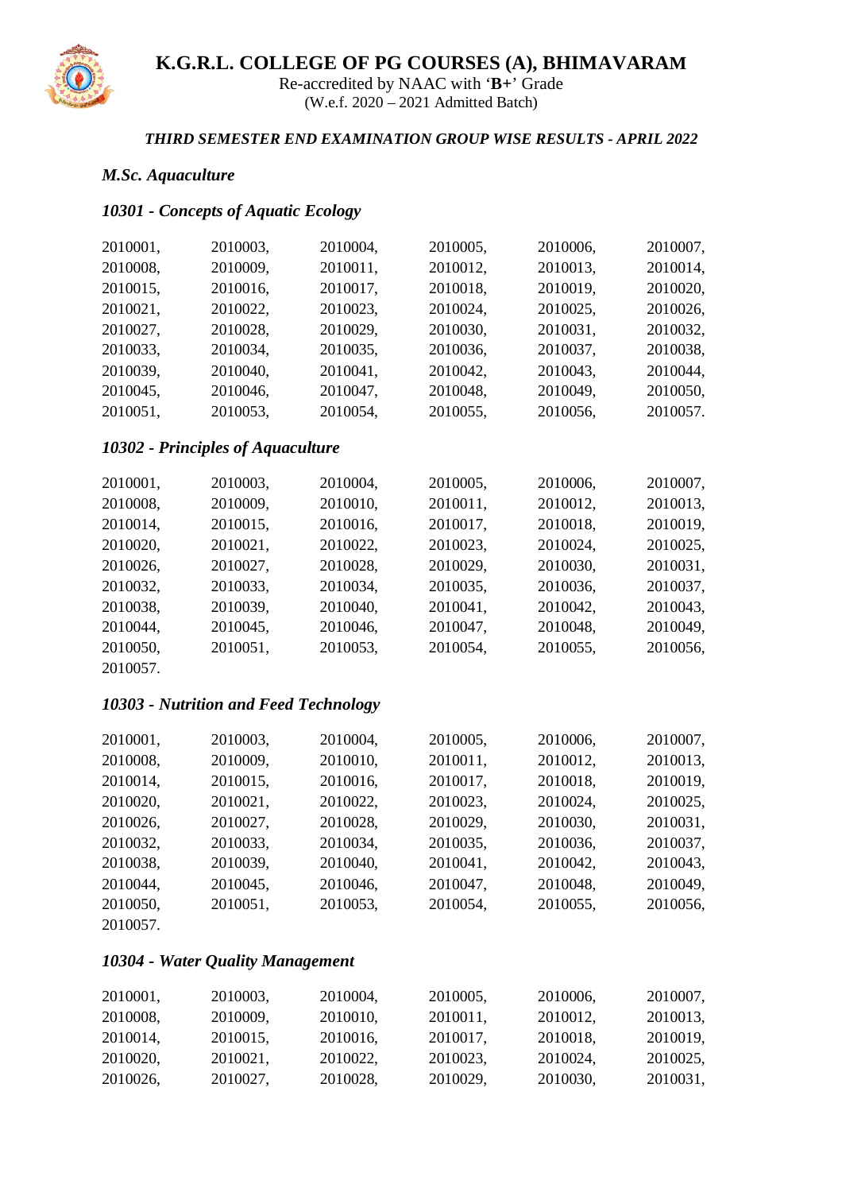# K.G.R.L. COLLEGE OF PG COURSES (A), BHIMAVARAM

Re-accredited by NAAC with '**B+**' Grade
(W.e.f. 2020 – 2021 Admitted Batch)

***THIRD SEMESTER END EXAMINATION GROUP WISE RESULTS - APRIL 2022***

## *M.Sc. Aquaculture*

### *10301 - Concepts of Aquatic Ecology*

2010001, 2010003, 2010004, 2010005, 2010006, 2010007,
2010008, 2010009, 2010011, 2010012, 2010013, 2010014,
2010015, 2010016, 2010017, 2010018, 2010019, 2010020,
2010021, 2010022, 2010023, 2010024, 2010025, 2010026,
2010027, 2010028, 2010029, 2010030, 2010031, 2010032,
2010033, 2010034, 2010035, 2010036, 2010037, 2010038,
2010039, 2010040, 2010041, 2010042, 2010043, 2010044,
2010045, 2010046, 2010047, 2010048, 2010049, 2010050,
2010051, 2010053, 2010054, 2010055, 2010056, 2010057.

### *10302 - Principles of Aquaculture*

2010001, 2010003, 2010004, 2010005, 2010006, 2010007,
2010008, 2010009, 2010010, 2010011, 2010012, 2010013,
2010014, 2010015, 2010016, 2010017, 2010018, 2010019,
2010020, 2010021, 2010022, 2010023, 2010024, 2010025,
2010026, 2010027, 2010028, 2010029, 2010030, 2010031,
2010032, 2010033, 2010034, 2010035, 2010036, 2010037,
2010038, 2010039, 2010040, 2010041, 2010042, 2010043,
2010044, 2010045, 2010046, 2010047, 2010048, 2010049,
2010050, 2010051, 2010053, 2010054, 2010055, 2010056,
2010057.

### *10303 - Nutrition and Feed Technology*

2010001, 2010003, 2010004, 2010005, 2010006, 2010007,
2010008, 2010009, 2010010, 2010011, 2010012, 2010013,
2010014, 2010015, 2010016, 2010017, 2010018, 2010019,
2010020, 2010021, 2010022, 2010023, 2010024, 2010025,
2010026, 2010027, 2010028, 2010029, 2010030, 2010031,
2010032, 2010033, 2010034, 2010035, 2010036, 2010037,
2010038, 2010039, 2010040, 2010041, 2010042, 2010043,
2010044, 2010045, 2010046, 2010047, 2010048, 2010049,
2010050, 2010051, 2010053, 2010054, 2010055, 2010056,
2010057.

### *10304 - Water Quality Management*

2010001, 2010003, 2010004, 2010005, 2010006, 2010007,
2010008, 2010009, 2010010, 2010011, 2010012, 2010013,
2010014, 2010015, 2010016, 2010017, 2010018, 2010019,
2010020, 2010021, 2010022, 2010023, 2010024, 2010025,
2010026, 2010027, 2010028, 2010029, 2010030, 2010031,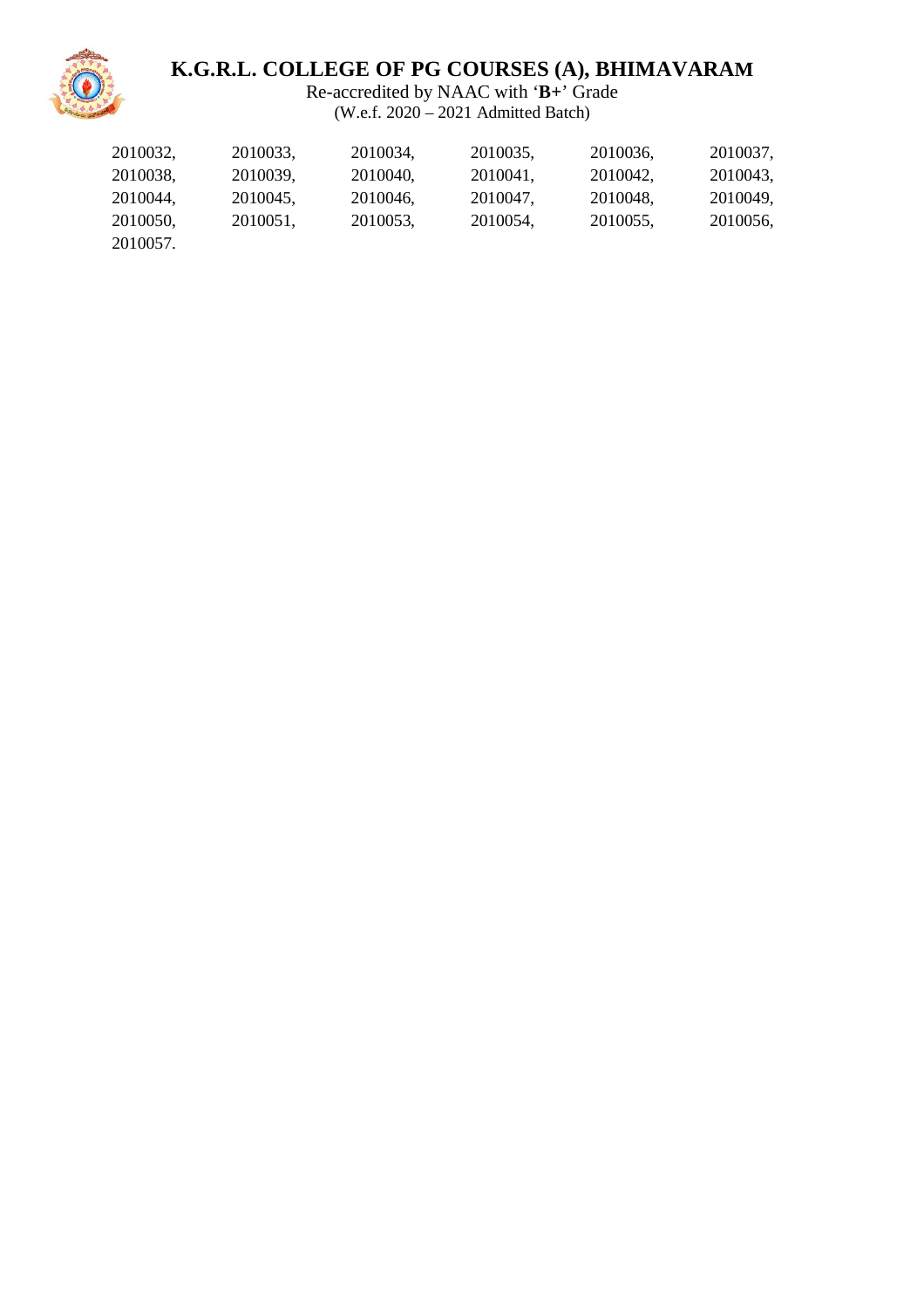| | | | | | |
|---|---|---|---|---|---|
| 2010032, | 2010033, | 2010034, | 2010035, | 2010036, | 2010037, |
| 2010038, | 2010039, | 2010040, | 2010041, | 2010042, | 2010043, |
| 2010044, | 2010045, | 2010046, | 2010047, | 2010048, | 2010049, |
| 2010050, | 2010051, | 2010053, | 2010054, | 2010055, | 2010056, |
| 2010057. | | | | | |